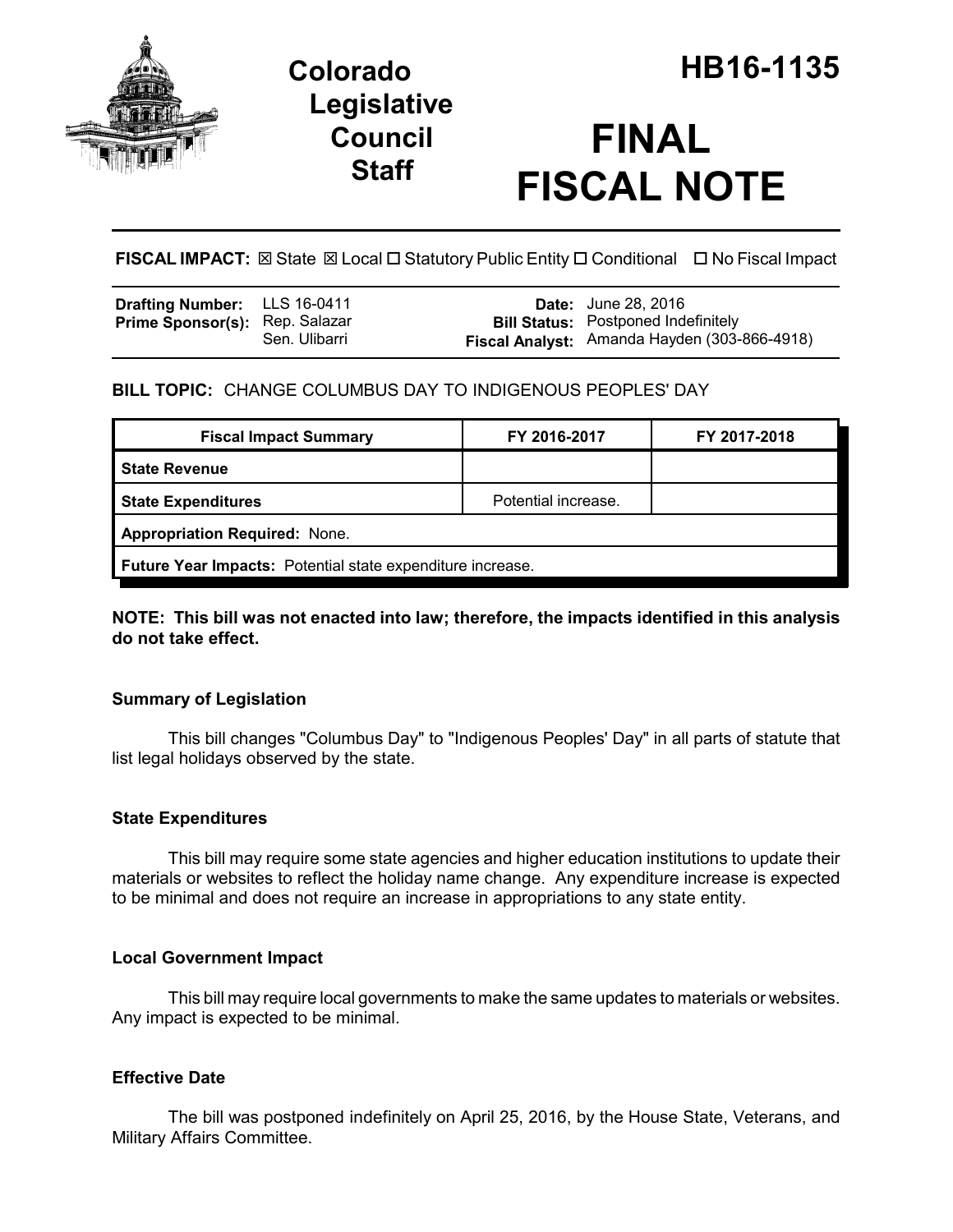# Colorado Legislative Council Staff

# HB16-1135

# FINAL FISCAL NOTE

**FISCAL IMPACT:** ☒ State ☒ Local ☐ Statutory Public Entity ☐ Conditional ☐ No Fiscal Impact

| | | | |
|---|---|---|---|
| **Drafting Number:** | LLS 16-0411 | **Date:** | June 28, 2016 |
| **Prime Sponsor(s):** | Rep. Salazar<br>Sen. Ulibarri | **Bill Status:** | Postponed Indefinitely |
| | | **Fiscal Analyst:** | Amanda Hayden (303-866-4918) |

**BILL TOPIC:** CHANGE COLUMBUS DAY TO INDIGENOUS PEOPLES' DAY

| Fiscal Impact Summary | FY 2016-2017 | FY 2017-2018 |
|---|---|---|
| **State Revenue** | | |
| **State Expenditures** | Potential increase. | |
| **Appropriation Required:** None. | | |
| **Future Year Impacts:** Potential state expenditure increase. | | |

**NOTE: This bill was not enacted into law; therefore, the impacts identified in this analysis do not take effect.**

### Summary of Legislation

This bill changes "Columbus Day" to "Indigenous Peoples' Day" in all parts of statute that list legal holidays observed by the state.

### State Expenditures

This bill may require some state agencies and higher education institutions to update their materials or websites to reflect the holiday name change. Any expenditure increase is expected to be minimal and does not require an increase in appropriations to any state entity.

### Local Government Impact

This bill may require local governments to make the same updates to materials or websites. Any impact is expected to be minimal.

### Effective Date

The bill was postponed indefinitely on April 25, 2016, by the House State, Veterans, and Military Affairs Committee.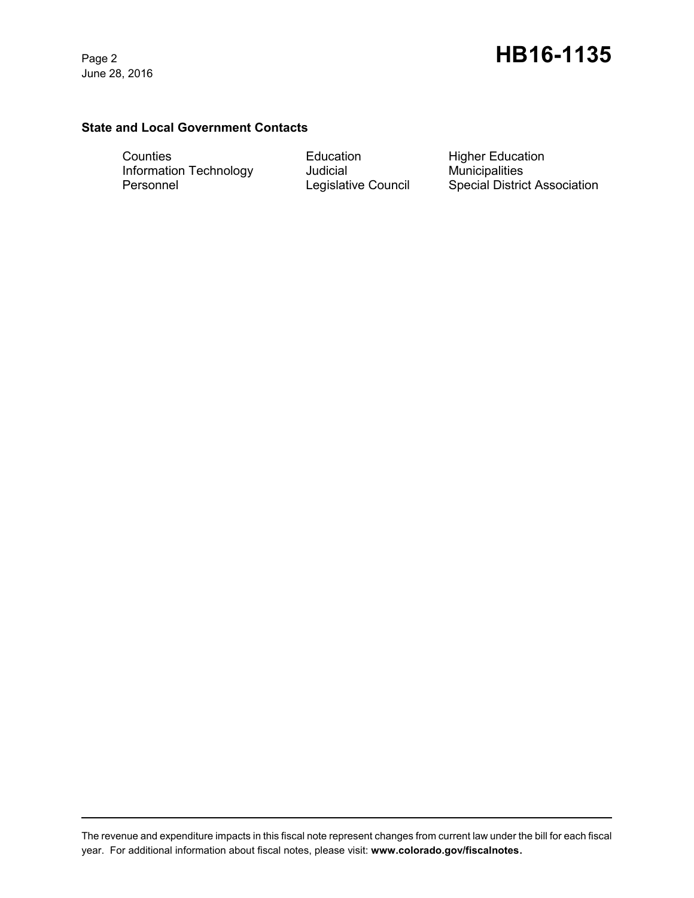**State and Local Government Contacts**

| | | |
|---|---|---|
| Counties | Education | Higher Education |
| Information Technology | Judicial | Municipalities |
| Personnel | Legislative Council | Special District Association |

The revenue and expenditure impacts in this fiscal note represent changes from current law under the bill for each fiscal year. For additional information about fiscal notes, please visit: **www.colorado.gov/fiscalnotes.**